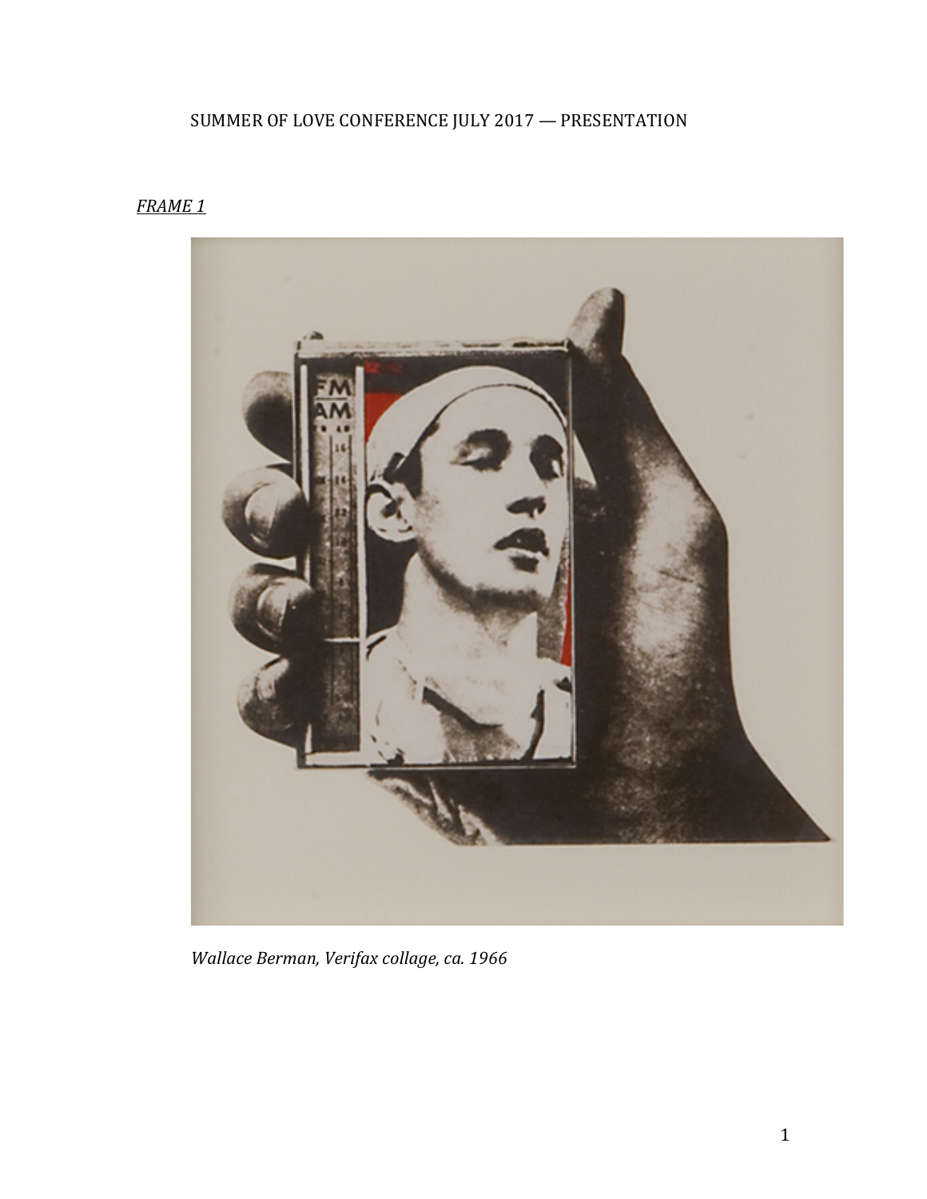SUMMER OF LOVE CONFERENCE JULY 2017 — PRESENTATION

*FRAME 1*

*Wallace Berman, Verifax collage, ca. 1966*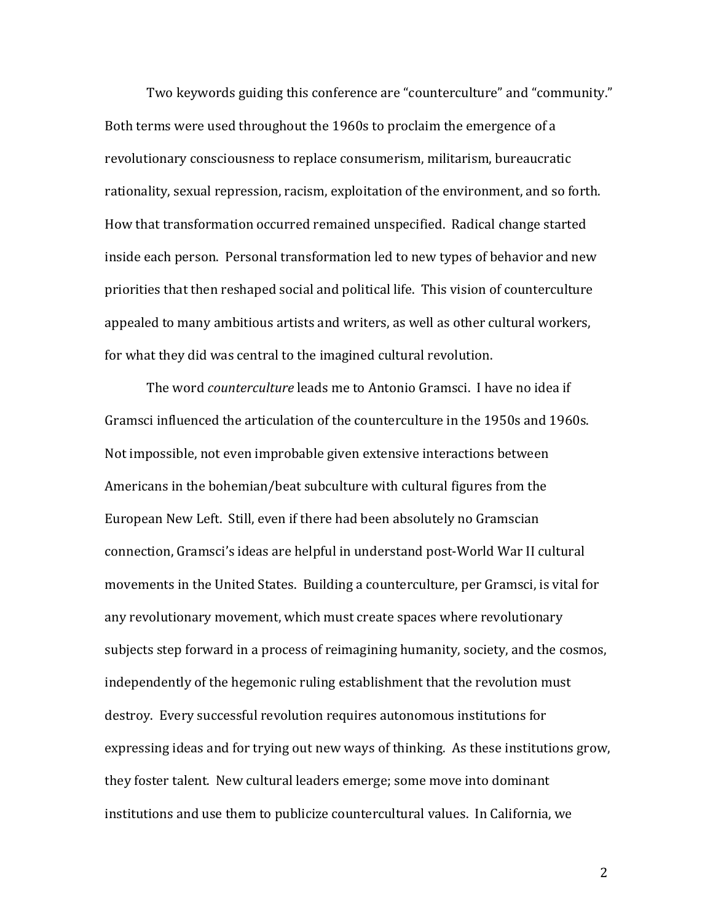Two keywords guiding this conference are "counterculture" and "community." Both terms were used throughout the 1960s to proclaim the emergence of a revolutionary consciousness to replace consumerism, militarism, bureaucratic rationality, sexual repression, racism, exploitation of the environment, and so forth. How that transformation occurred remained unspecified. Radical change started inside each person. Personal transformation led to new types of behavior and new priorities that then reshaped social and political life. This vision of counterculture appealed to many ambitious artists and writers, as well as other cultural workers, for what they did was central to the imagined cultural revolution.

The word *counterculture* leads me to Antonio Gramsci. I have no idea if Gramsci influenced the articulation of the counterculture in the 1950s and 1960s. Not impossible, not even improbable given extensive interactions between Americans in the bohemian/beat subculture with cultural figures from the European New Left. Still, even if there had been absolutely no Gramscian connection, Gramsci's ideas are helpful in understand post-World War II cultural movements in the United States. Building a counterculture, per Gramsci, is vital for any revolutionary movement, which must create spaces where revolutionary subjects step forward in a process of reimagining humanity, society, and the cosmos, independently of the hegemonic ruling establishment that the revolution must destroy. Every successful revolution requires autonomous institutions for expressing ideas and for trying out new ways of thinking. As these institutions grow, they foster talent. New cultural leaders emerge; some move into dominant institutions and use them to publicize countercultural values. In California, we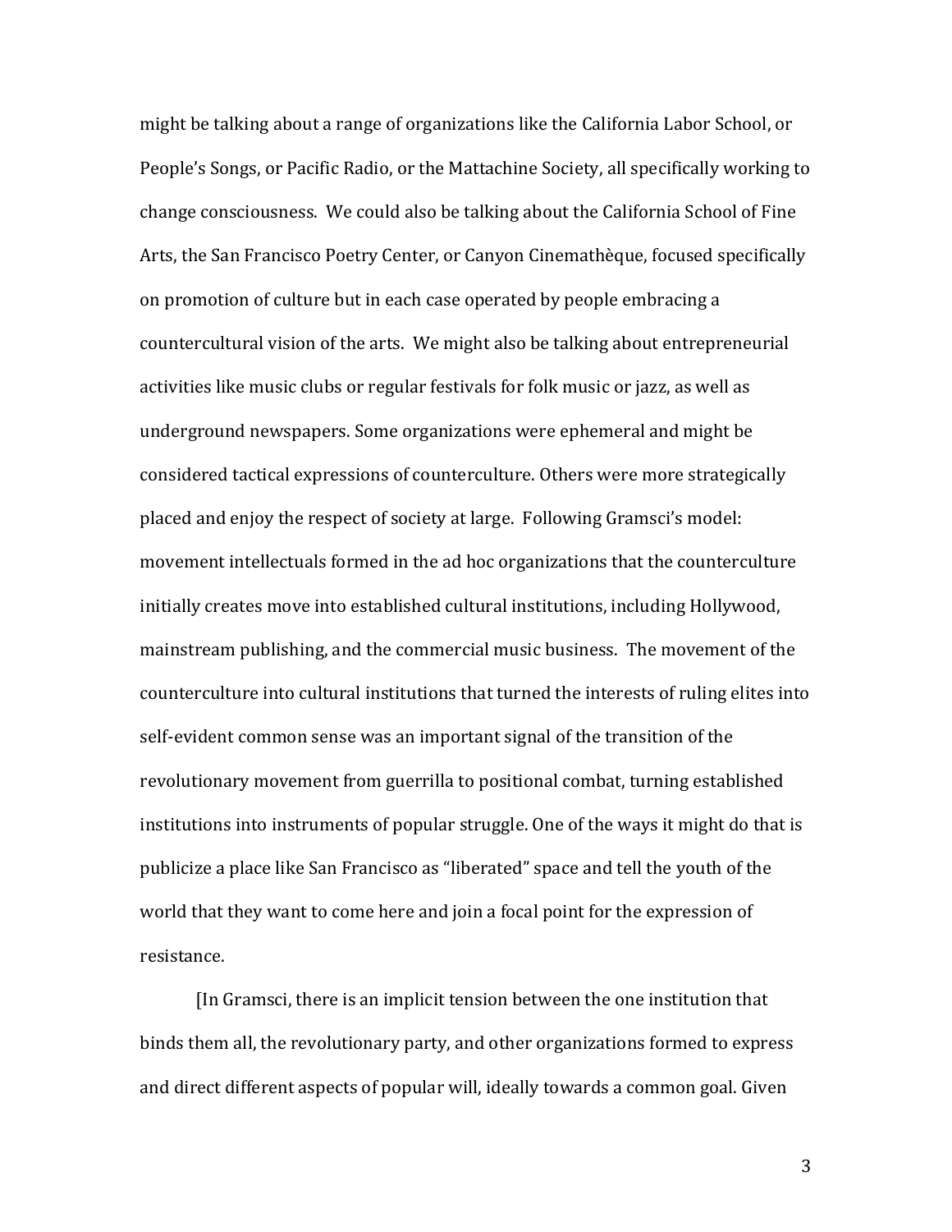might be talking about a range of organizations like the California Labor School, or People's Songs, or Pacific Radio, or the Mattachine Society, all specifically working to change consciousness. We could also be talking about the California School of Fine Arts, the San Francisco Poetry Center, or Canyon Cinemathèque, focused specifically on promotion of culture but in each case operated by people embracing a countercultural vision of the arts. We might also be talking about entrepreneurial activities like music clubs or regular festivals for folk music or jazz, as well as underground newspapers. Some organizations were ephemeral and might be considered tactical expressions of counterculture. Others were more strategically placed and enjoy the respect of society at large. Following Gramsci's model: movement intellectuals formed in the ad hoc organizations that the counterculture initially creates move into established cultural institutions, including Hollywood, mainstream publishing, and the commercial music business. The movement of the counterculture into cultural institutions that turned the interests of ruling elites into self-evident common sense was an important signal of the transition of the revolutionary movement from guerrilla to positional combat, turning established institutions into instruments of popular struggle. One of the ways it might do that is publicize a place like San Francisco as "liberated" space and tell the youth of the world that they want to come here and join a focal point for the expression of resistance.

[In Gramsci, there is an implicit tension between the one institution that binds them all, the revolutionary party, and other organizations formed to express and direct different aspects of popular will, ideally towards a common goal. Given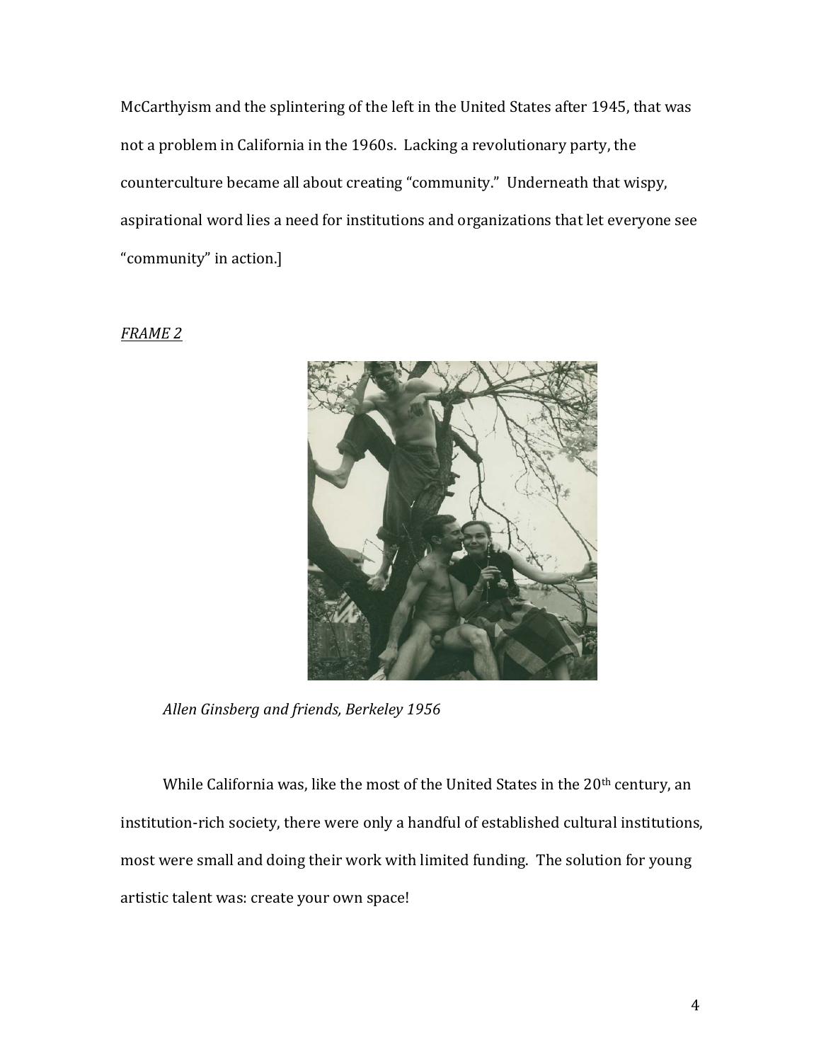McCarthyism and the splintering of the left in the United States after 1945, that was not a problem in California in the 1960s. Lacking a revolutionary party, the counterculture became all about creating "community." Underneath that wispy, aspirational word lies a need for institutions and organizations that let everyone see "community" in action.]

*FRAME 2*

*Allen Ginsberg and friends, Berkeley 1956*

While California was, like the most of the United States in the 20th century, an institution-rich society, there were only a handful of established cultural institutions, most were small and doing their work with limited funding. The solution for young artistic talent was: create your own space!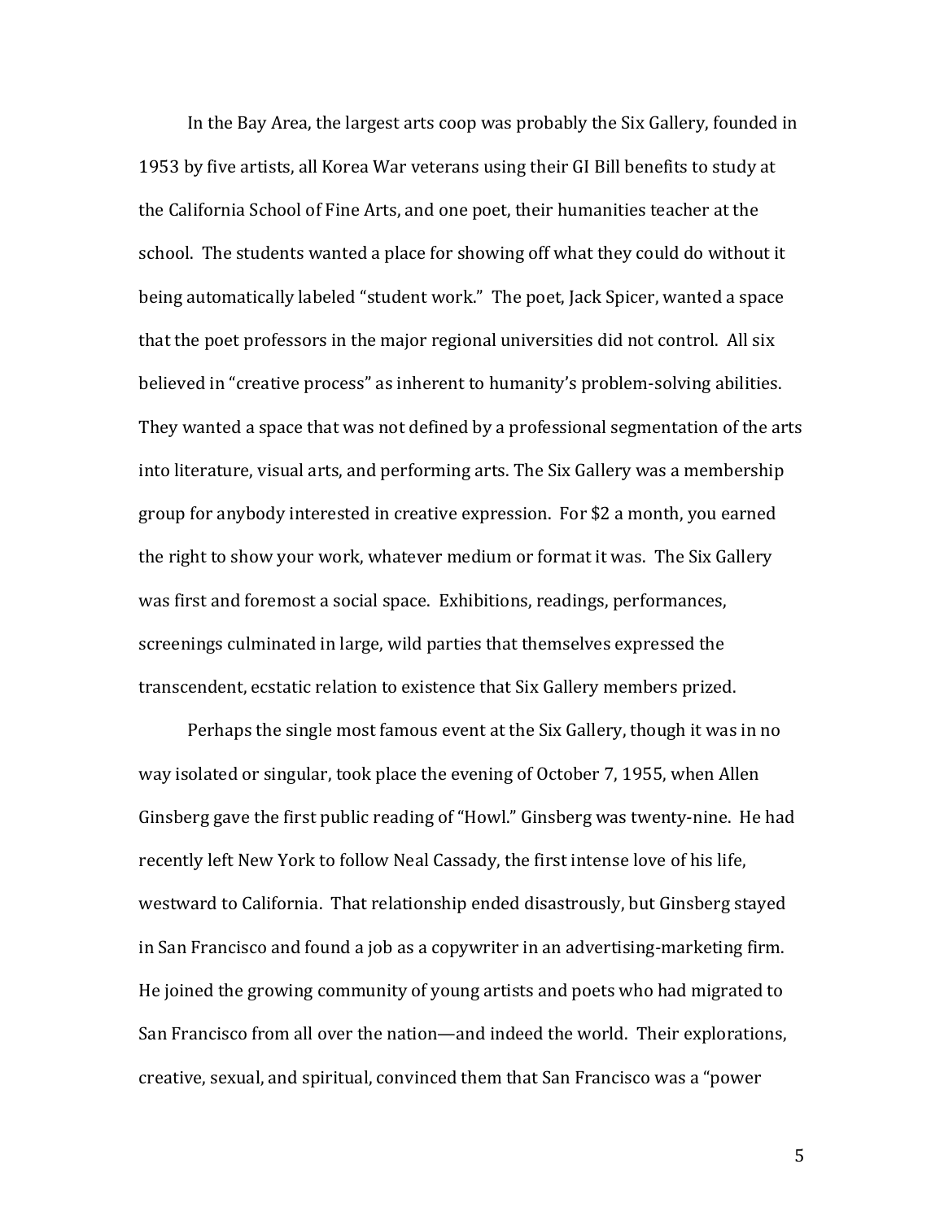In the Bay Area, the largest arts coop was probably the Six Gallery, founded in 1953 by five artists, all Korea War veterans using their GI Bill benefits to study at the California School of Fine Arts, and one poet, their humanities teacher at the school. The students wanted a place for showing off what they could do without it being automatically labeled "student work." The poet, Jack Spicer, wanted a space that the poet professors in the major regional universities did not control. All six believed in "creative process" as inherent to humanity's problem-solving abilities. They wanted a space that was not defined by a professional segmentation of the arts into literature, visual arts, and performing arts. The Six Gallery was a membership group for anybody interested in creative expression. For $2 a month, you earned the right to show your work, whatever medium or format it was. The Six Gallery was first and foremost a social space. Exhibitions, readings, performances, screenings culminated in large, wild parties that themselves expressed the transcendent, ecstatic relation to existence that Six Gallery members prized.

Perhaps the single most famous event at the Six Gallery, though it was in no way isolated or singular, took place the evening of October 7, 1955, when Allen Ginsberg gave the first public reading of "Howl." Ginsberg was twenty-nine. He had recently left New York to follow Neal Cassady, the first intense love of his life, westward to California. That relationship ended disastrously, but Ginsberg stayed in San Francisco and found a job as a copywriter in an advertising-marketing firm. He joined the growing community of young artists and poets who had migrated to San Francisco from all over the nation—and indeed the world. Their explorations, creative, sexual, and spiritual, convinced them that San Francisco was a "power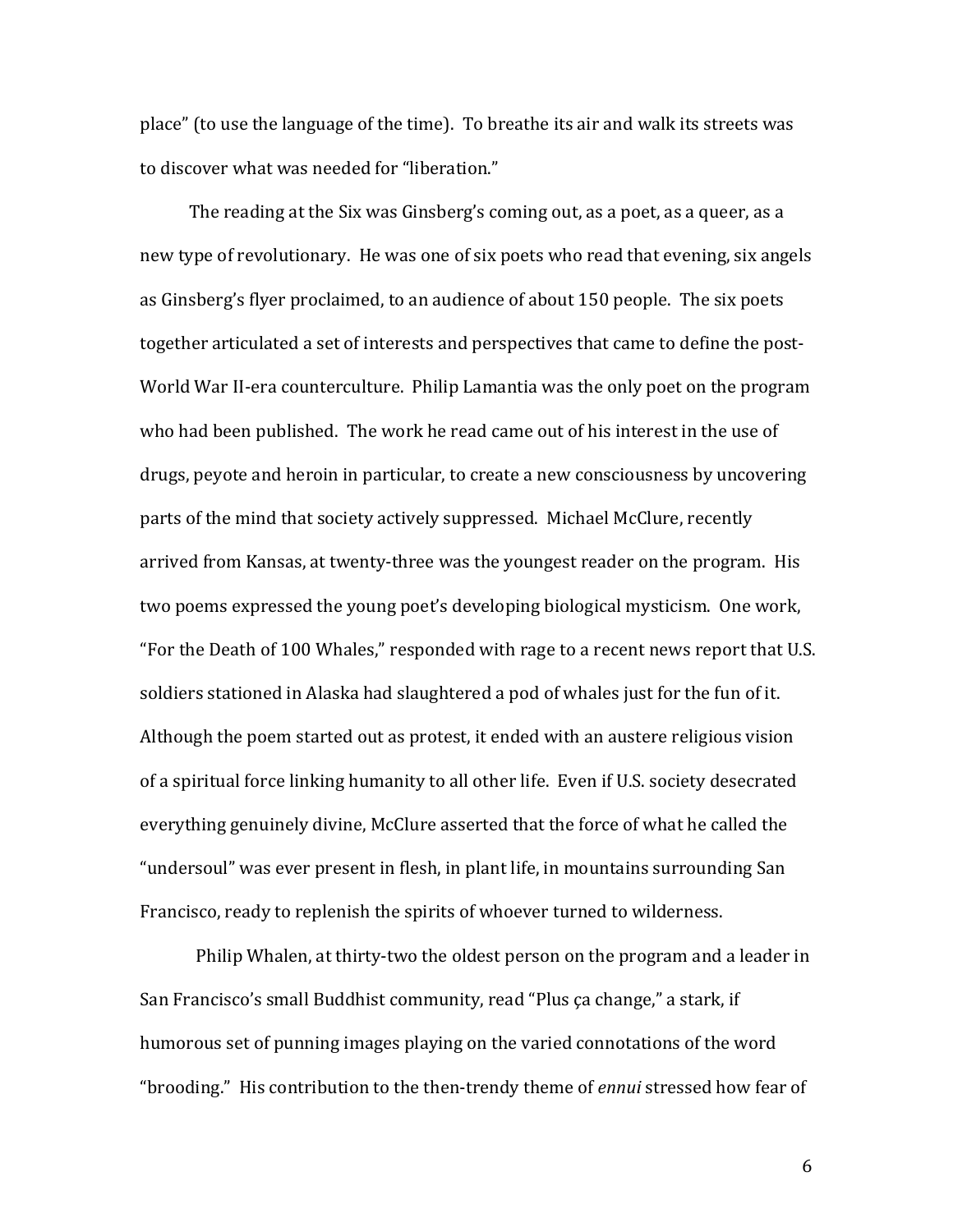place" (to use the language of the time). To breathe its air and walk its streets was to discover what was needed for "liberation."

The reading at the Six was Ginsberg's coming out, as a poet, as a queer, as a new type of revolutionary. He was one of six poets who read that evening, six angels as Ginsberg's flyer proclaimed, to an audience of about 150 people. The six poets together articulated a set of interests and perspectives that came to define the post-World War II-era counterculture. Philip Lamantia was the only poet on the program who had been published. The work he read came out of his interest in the use of drugs, peyote and heroin in particular, to create a new consciousness by uncovering parts of the mind that society actively suppressed. Michael McClure, recently arrived from Kansas, at twenty-three was the youngest reader on the program. His two poems expressed the young poet's developing biological mysticism. One work, "For the Death of 100 Whales," responded with rage to a recent news report that U.S. soldiers stationed in Alaska had slaughtered a pod of whales just for the fun of it. Although the poem started out as protest, it ended with an austere religious vision of a spiritual force linking humanity to all other life. Even if U.S. society desecrated everything genuinely divine, McClure asserted that the force of what he called the "undersoul" was ever present in flesh, in plant life, in mountains surrounding San Francisco, ready to replenish the spirits of whoever turned to wilderness.

Philip Whalen, at thirty-two the oldest person on the program and a leader in San Francisco's small Buddhist community, read "Plus ça change," a stark, if humorous set of punning images playing on the varied connotations of the word "brooding." His contribution to the then-trendy theme of *ennui* stressed how fear of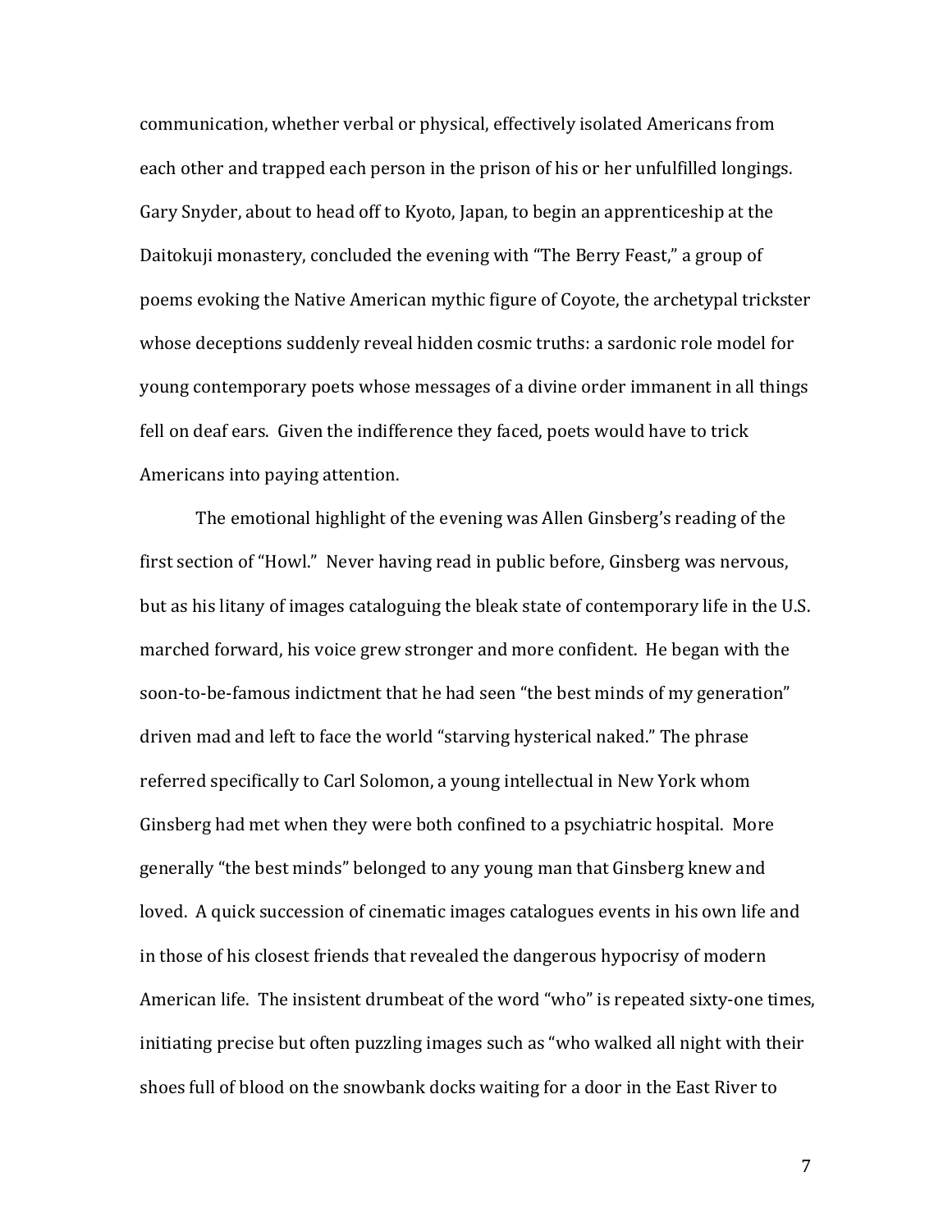communication, whether verbal or physical, effectively isolated Americans from each other and trapped each person in the prison of his or her unfulfilled longings. Gary Snyder, about to head off to Kyoto, Japan, to begin an apprenticeship at the Daitokuji monastery, concluded the evening with "The Berry Feast," a group of poems evoking the Native American mythic figure of Coyote, the archetypal trickster whose deceptions suddenly reveal hidden cosmic truths: a sardonic role model for young contemporary poets whose messages of a divine order immanent in all things fell on deaf ears. Given the indifference they faced, poets would have to trick Americans into paying attention.

The emotional highlight of the evening was Allen Ginsberg's reading of the first section of "Howl." Never having read in public before, Ginsberg was nervous, but as his litany of images cataloguing the bleak state of contemporary life in the U.S. marched forward, his voice grew stronger and more confident. He began with the soon-to-be-famous indictment that he had seen "the best minds of my generation" driven mad and left to face the world "starving hysterical naked." The phrase referred specifically to Carl Solomon, a young intellectual in New York whom Ginsberg had met when they were both confined to a psychiatric hospital. More generally "the best minds" belonged to any young man that Ginsberg knew and loved. A quick succession of cinematic images catalogues events in his own life and in those of his closest friends that revealed the dangerous hypocrisy of modern American life. The insistent drumbeat of the word "who" is repeated sixty-one times, initiating precise but often puzzling images such as "who walked all night with their shoes full of blood on the snowbank docks waiting for a door in the East River to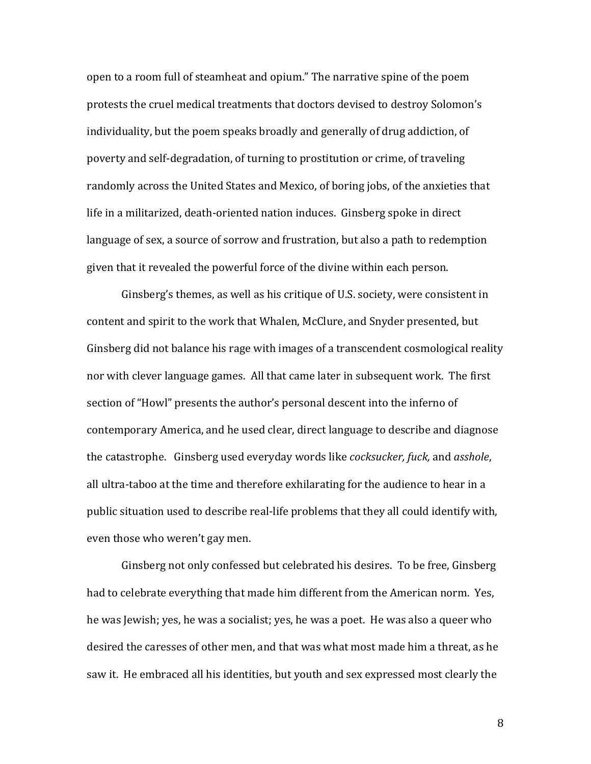open to a room full of steamheat and opium." The narrative spine of the poem protests the cruel medical treatments that doctors devised to destroy Solomon's individuality, but the poem speaks broadly and generally of drug addiction, of poverty and self-degradation, of turning to prostitution or crime, of traveling randomly across the United States and Mexico, of boring jobs, of the anxieties that life in a militarized, death-oriented nation induces. Ginsberg spoke in direct language of sex, a source of sorrow and frustration, but also a path to redemption given that it revealed the powerful force of the divine within each person.

Ginsberg's themes, as well as his critique of U.S. society, were consistent in content and spirit to the work that Whalen, McClure, and Snyder presented, but Ginsberg did not balance his rage with images of a transcendent cosmological reality nor with clever language games. All that came later in subsequent work. The first section of "Howl" presents the author's personal descent into the inferno of contemporary America, and he used clear, direct language to describe and diagnose the catastrophe. Ginsberg used everyday words like *cocksucker, fuck,* and *asshole*, all ultra-taboo at the time and therefore exhilarating for the audience to hear in a public situation used to describe real-life problems that they all could identify with, even those who weren't gay men.

Ginsberg not only confessed but celebrated his desires. To be free, Ginsberg had to celebrate everything that made him different from the American norm. Yes, he was Jewish; yes, he was a socialist; yes, he was a poet. He was also a queer who desired the caresses of other men, and that was what most made him a threat, as he saw it. He embraced all his identities, but youth and sex expressed most clearly the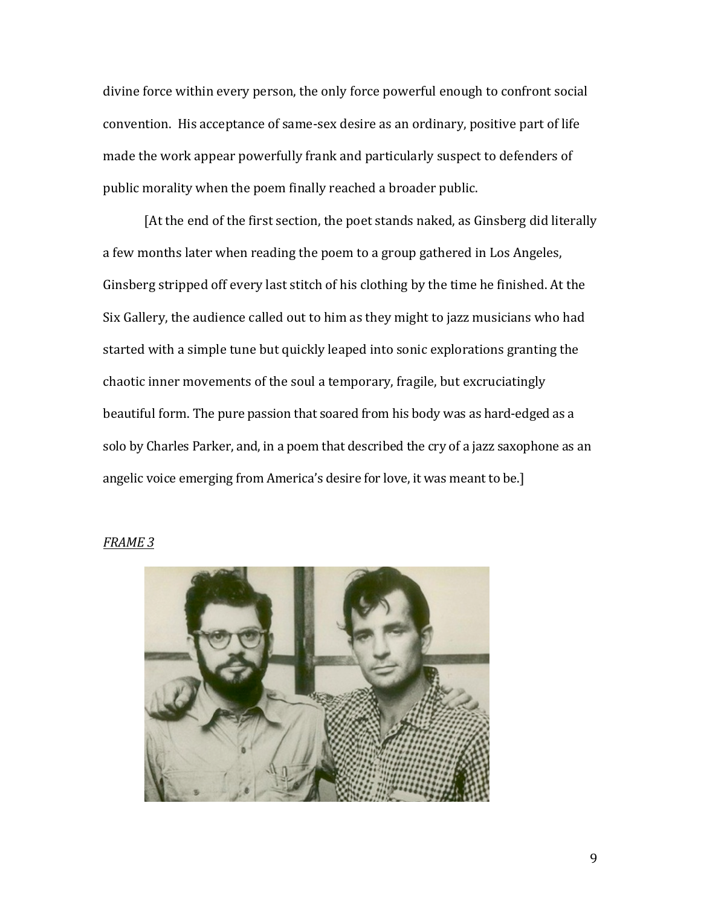divine force within every person, the only force powerful enough to confront social convention. His acceptance of same-sex desire as an ordinary, positive part of life made the work appear powerfully frank and particularly suspect to defenders of public morality when the poem finally reached a broader public.

[At the end of the first section, the poet stands naked, as Ginsberg did literally a few months later when reading the poem to a group gathered in Los Angeles, Ginsberg stripped off every last stitch of his clothing by the time he finished. At the Six Gallery, the audience called out to him as they might to jazz musicians who had started with a simple tune but quickly leaped into sonic explorations granting the chaotic inner movements of the soul a temporary, fragile, but excruciatingly beautiful form. The pure passion that soared from his body was as hard-edged as a solo by Charles Parker, and, in a poem that described the cry of a jazz saxophone as an angelic voice emerging from America's desire for love, it was meant to be.]

*FRAME 3*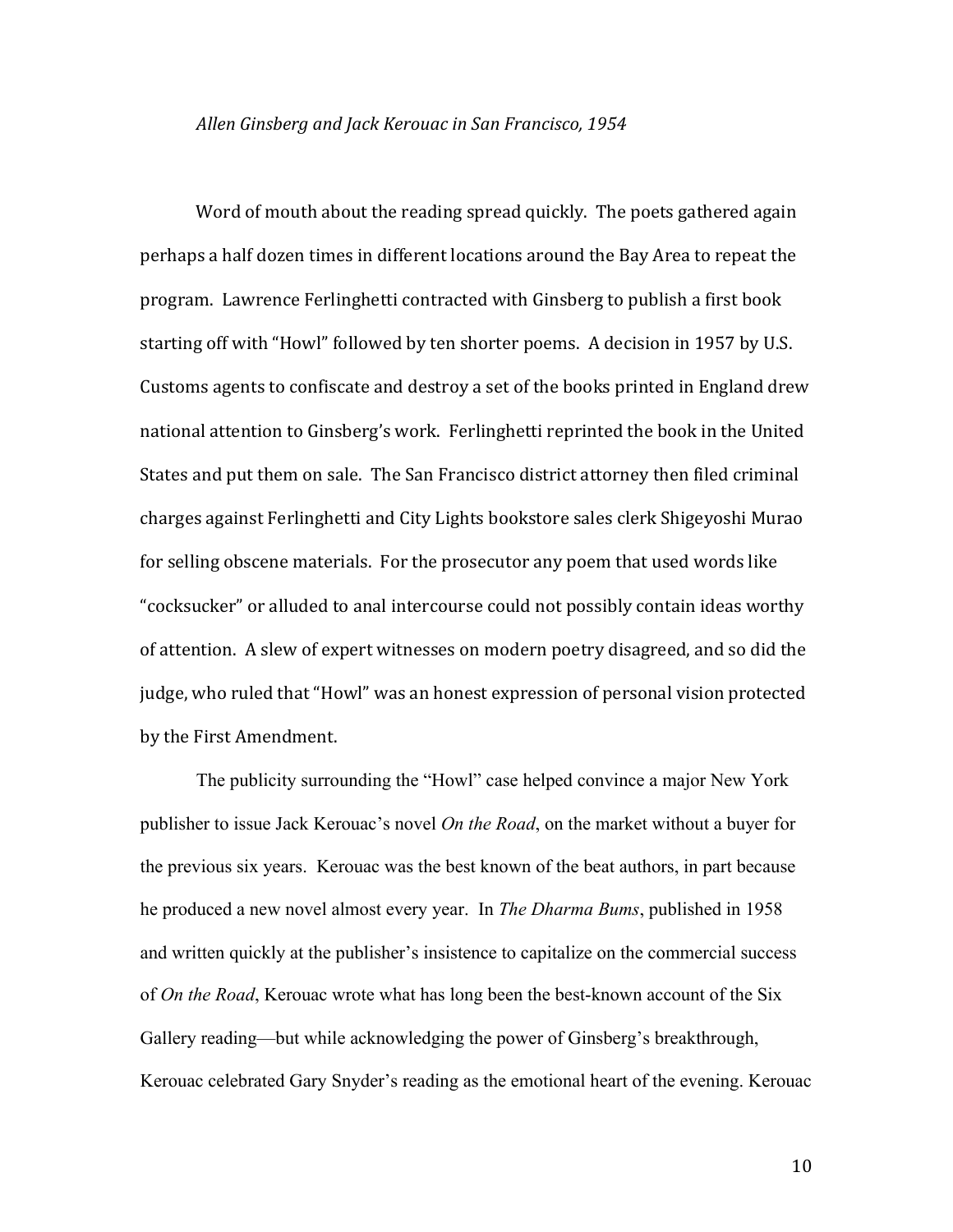*Allen Ginsberg and Jack Kerouac in San Francisco, 1954*

Word of mouth about the reading spread quickly. The poets gathered again perhaps a half dozen times in different locations around the Bay Area to repeat the program. Lawrence Ferlinghetti contracted with Ginsberg to publish a first book starting off with "Howl" followed by ten shorter poems. A decision in 1957 by U.S. Customs agents to confiscate and destroy a set of the books printed in England drew national attention to Ginsberg's work. Ferlinghetti reprinted the book in the United States and put them on sale. The San Francisco district attorney then filed criminal charges against Ferlinghetti and City Lights bookstore sales clerk Shigeyoshi Murao for selling obscene materials. For the prosecutor any poem that used words like "cocksucker" or alluded to anal intercourse could not possibly contain ideas worthy of attention. A slew of expert witnesses on modern poetry disagreed, and so did the judge, who ruled that "Howl" was an honest expression of personal vision protected by the First Amendment.

The publicity surrounding the "Howl" case helped convince a major New York publisher to issue Jack Kerouac's novel *On the Road*, on the market without a buyer for the previous six years. Kerouac was the best known of the beat authors, in part because he produced a new novel almost every year. In *The Dharma Bums*, published in 1958 and written quickly at the publisher's insistence to capitalize on the commercial success of *On the Road*, Kerouac wrote what has long been the best-known account of the Six Gallery reading—but while acknowledging the power of Ginsberg's breakthrough, Kerouac celebrated Gary Snyder's reading as the emotional heart of the evening. Kerouac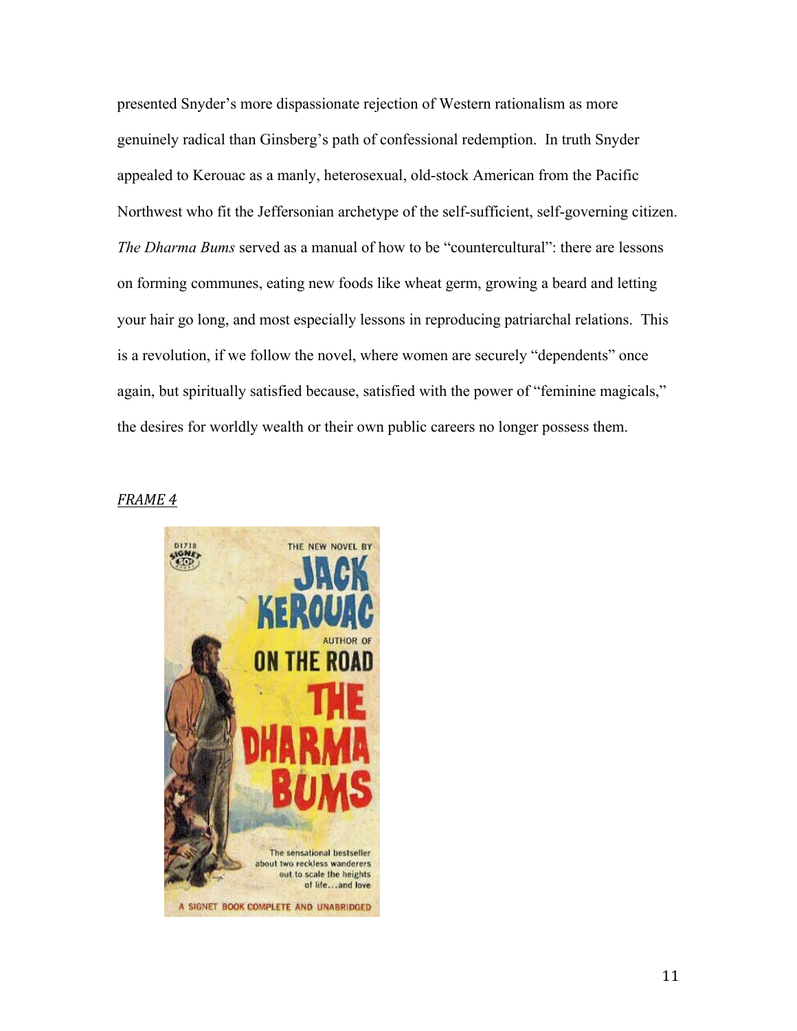presented Snyder's more dispassionate rejection of Western rationalism as more genuinely radical than Ginsberg's path of confessional redemption. In truth Snyder appealed to Kerouac as a manly, heterosexual, old-stock American from the Pacific Northwest who fit the Jeffersonian archetype of the self-sufficient, self-governing citizen. *The Dharma Bums* served as a manual of how to be "countercultural": there are lessons on forming communes, eating new foods like wheat germ, growing a beard and letting your hair go long, and most especially lessons in reproducing patriarchal relations. This is a revolution, if we follow the novel, where women are securely "dependents" once again, but spiritually satisfied because, satisfied with the power of "feminine magicals," the desires for worldly wealth or their own public careers no longer possess them.

*FRAME 4*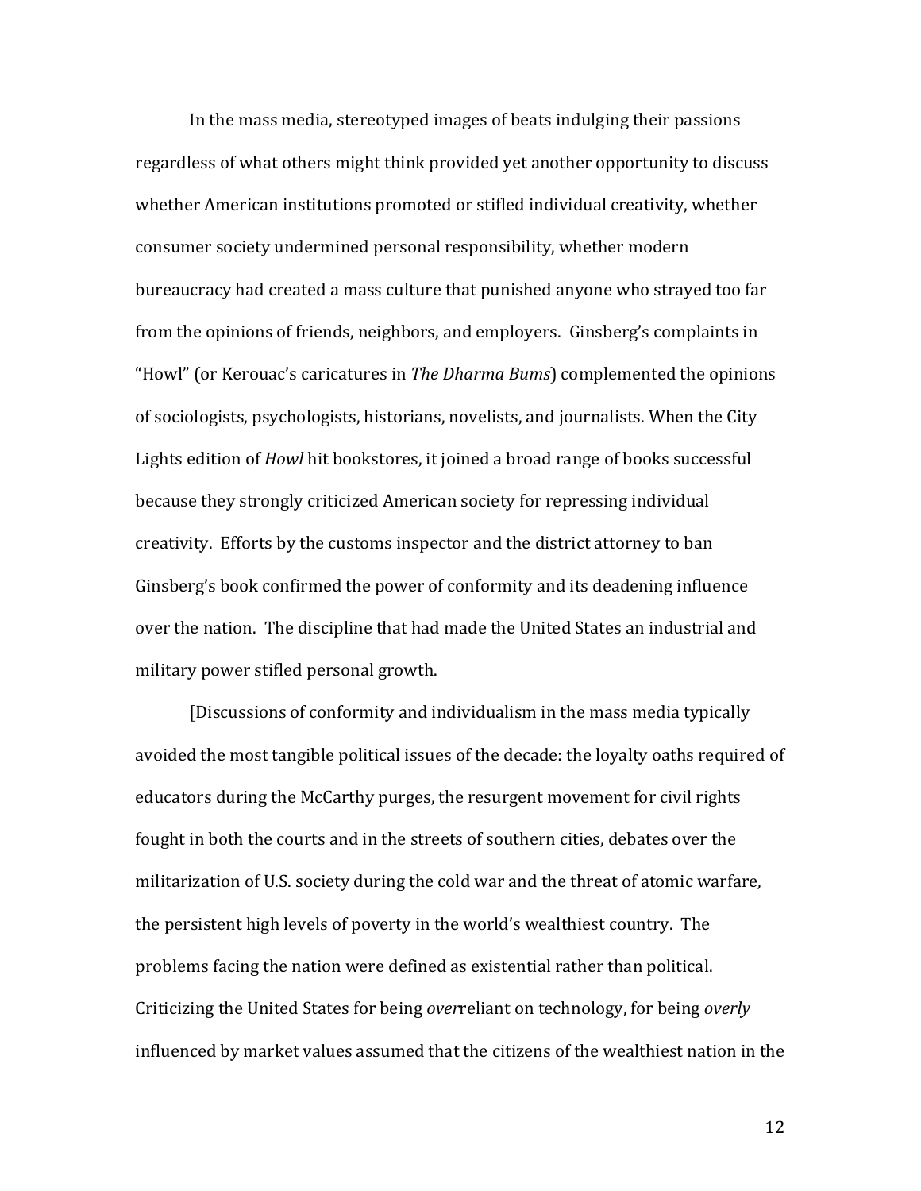In the mass media, stereotyped images of beats indulging their passions regardless of what others might think provided yet another opportunity to discuss whether American institutions promoted or stifled individual creativity, whether consumer society undermined personal responsibility, whether modern bureaucracy had created a mass culture that punished anyone who strayed too far from the opinions of friends, neighbors, and employers. Ginsberg's complaints in "Howl" (or Kerouac's caricatures in *The Dharma Bums*) complemented the opinions of sociologists, psychologists, historians, novelists, and journalists. When the City Lights edition of *Howl* hit bookstores, it joined a broad range of books successful because they strongly criticized American society for repressing individual creativity. Efforts by the customs inspector and the district attorney to ban Ginsberg's book confirmed the power of conformity and its deadening influence over the nation. The discipline that had made the United States an industrial and military power stifled personal growth.

[Discussions of conformity and individualism in the mass media typically avoided the most tangible political issues of the decade: the loyalty oaths required of educators during the McCarthy purges, the resurgent movement for civil rights fought in both the courts and in the streets of southern cities, debates over the militarization of U.S. society during the cold war and the threat of atomic warfare, the persistent high levels of poverty in the world's wealthiest country. The problems facing the nation were defined as existential rather than political. Criticizing the United States for being *over*reliant on technology, for being *overly* influenced by market values assumed that the citizens of the wealthiest nation in the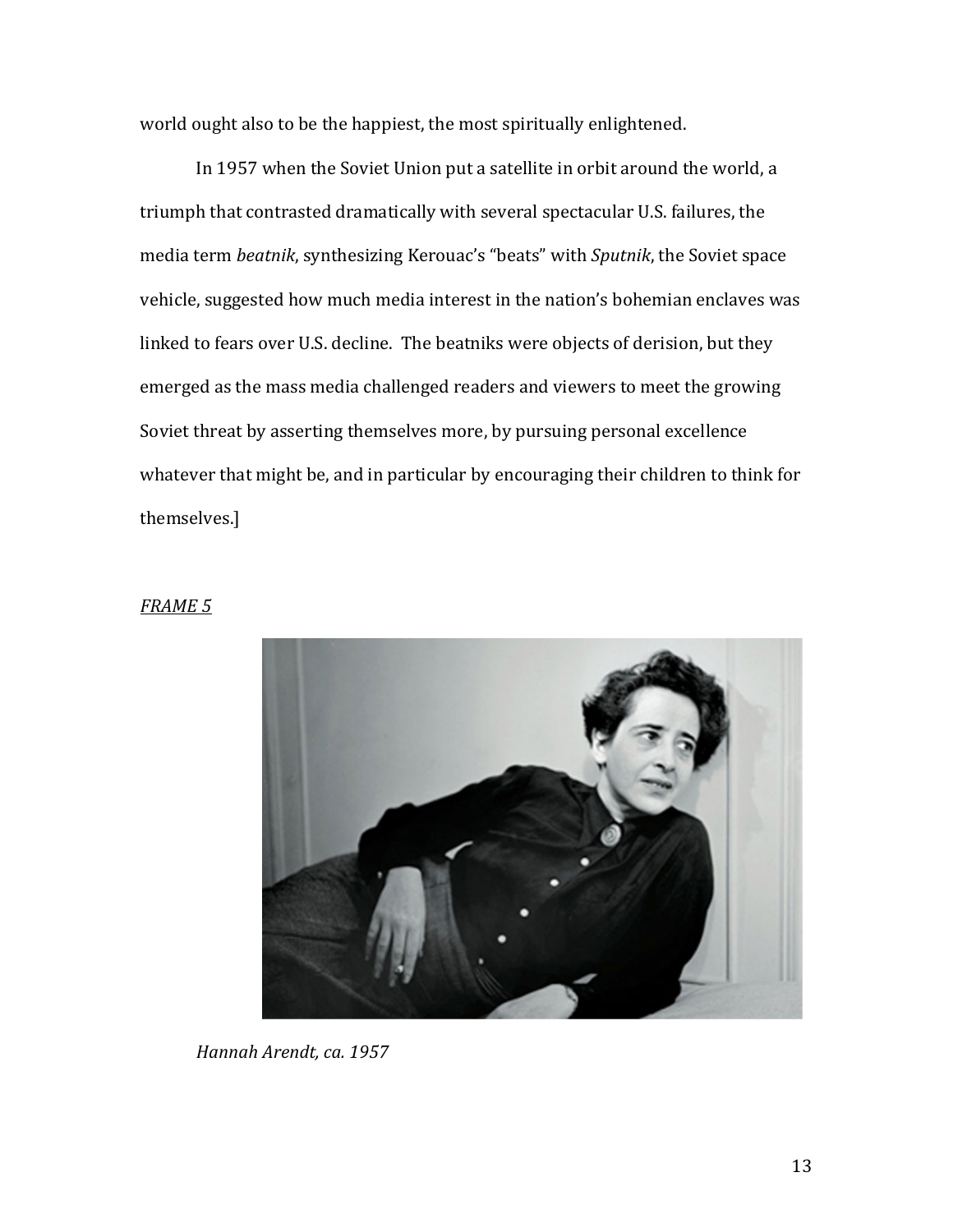world ought also to be the happiest, the most spiritually enlightened.

In 1957 when the Soviet Union put a satellite in orbit around the world, a triumph that contrasted dramatically with several spectacular U.S. failures, the media term *beatnik*, synthesizing Kerouac's "beats" with *Sputnik*, the Soviet space vehicle, suggested how much media interest in the nation's bohemian enclaves was linked to fears over U.S. decline. The beatniks were objects of derision, but they emerged as the mass media challenged readers and viewers to meet the growing Soviet threat by asserting themselves more, by pursuing personal excellence whatever that might be, and in particular by encouraging their children to think for themselves.]

*FRAME 5*

*Hannah Arendt, ca. 1957*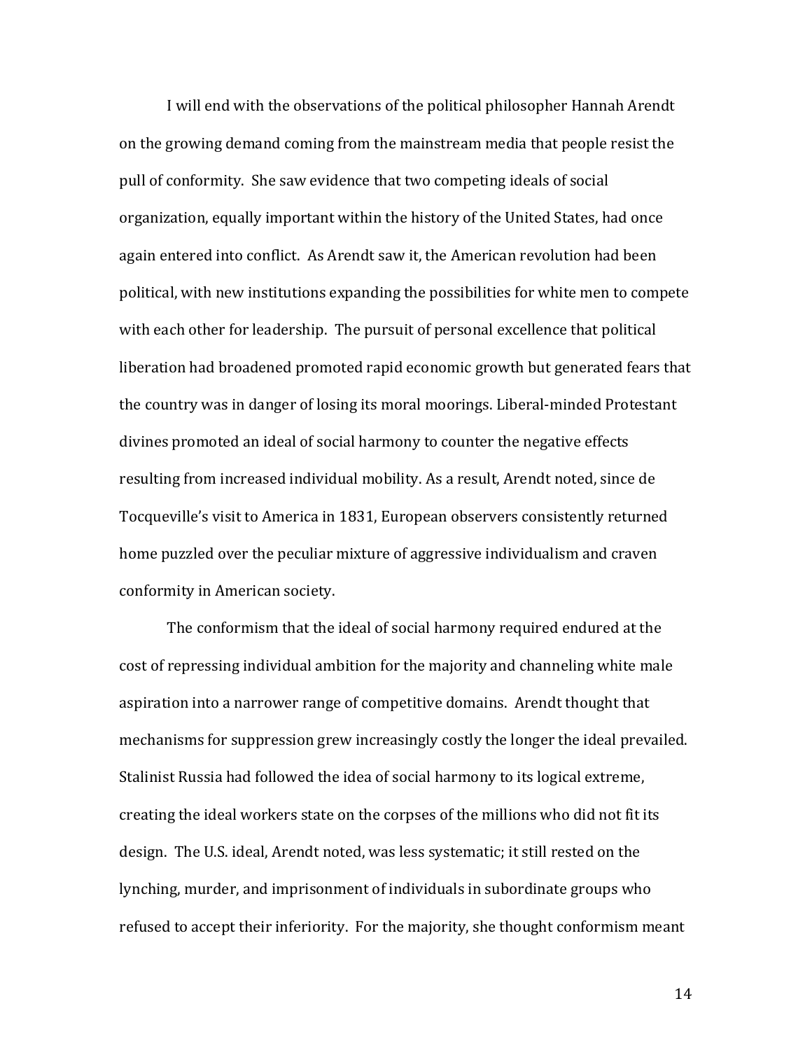I will end with the observations of the political philosopher Hannah Arendt on the growing demand coming from the mainstream media that people resist the pull of conformity. She saw evidence that two competing ideals of social organization, equally important within the history of the United States, had once again entered into conflict. As Arendt saw it, the American revolution had been political, with new institutions expanding the possibilities for white men to compete with each other for leadership. The pursuit of personal excellence that political liberation had broadened promoted rapid economic growth but generated fears that the country was in danger of losing its moral moorings. Liberal-minded Protestant divines promoted an ideal of social harmony to counter the negative effects resulting from increased individual mobility. As a result, Arendt noted, since de Tocqueville's visit to America in 1831, European observers consistently returned home puzzled over the peculiar mixture of aggressive individualism and craven conformity in American society.

The conformism that the ideal of social harmony required endured at the cost of repressing individual ambition for the majority and channeling white male aspiration into a narrower range of competitive domains. Arendt thought that mechanisms for suppression grew increasingly costly the longer the ideal prevailed. Stalinist Russia had followed the idea of social harmony to its logical extreme, creating the ideal workers state on the corpses of the millions who did not fit its design. The U.S. ideal, Arendt noted, was less systematic; it still rested on the lynching, murder, and imprisonment of individuals in subordinate groups who refused to accept their inferiority. For the majority, she thought conformism meant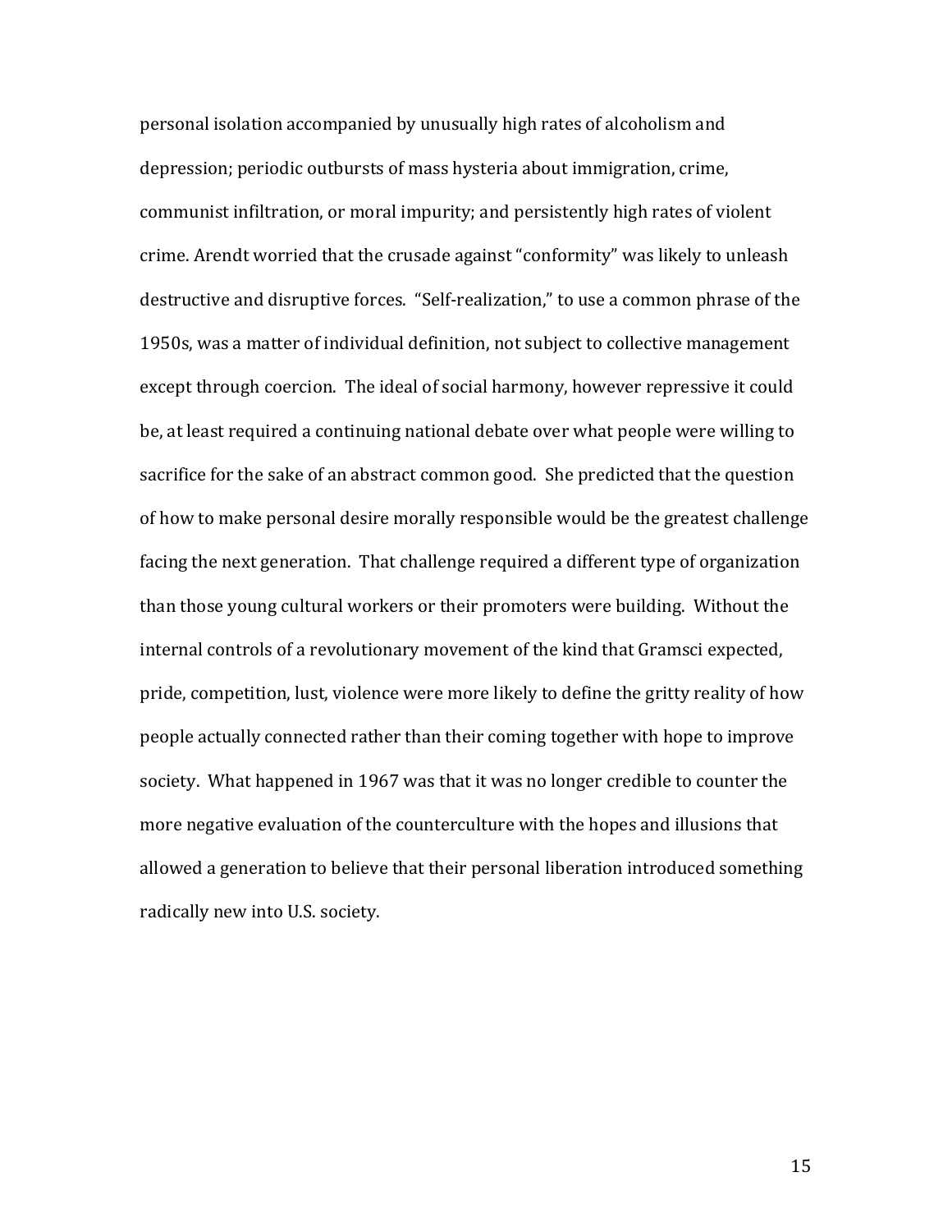personal isolation accompanied by unusually high rates of alcoholism and depression; periodic outbursts of mass hysteria about immigration, crime, communist infiltration, or moral impurity; and persistently high rates of violent crime. Arendt worried that the crusade against "conformity" was likely to unleash destructive and disruptive forces. "Self-realization," to use a common phrase of the 1950s, was a matter of individual definition, not subject to collective management except through coercion. The ideal of social harmony, however repressive it could be, at least required a continuing national debate over what people were willing to sacrifice for the sake of an abstract common good. She predicted that the question of how to make personal desire morally responsible would be the greatest challenge facing the next generation. That challenge required a different type of organization than those young cultural workers or their promoters were building. Without the internal controls of a revolutionary movement of the kind that Gramsci expected, pride, competition, lust, violence were more likely to define the gritty reality of how people actually connected rather than their coming together with hope to improve society. What happened in 1967 was that it was no longer credible to counter the more negative evaluation of the counterculture with the hopes and illusions that allowed a generation to believe that their personal liberation introduced something radically new into U.S. society.